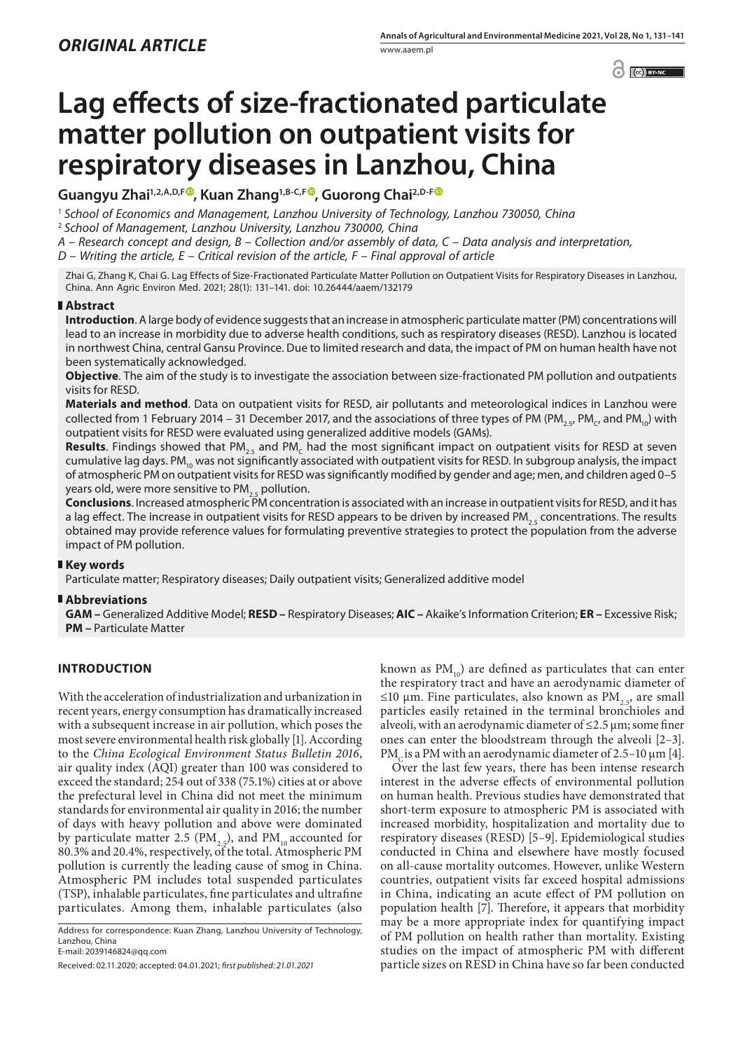*ORIGINAL ARTICLE*

# Lag effects of size-fractionated particulate matter pollution on outpatient visits for respiratory diseases in Lanzhou, China

**Guangyu Zhai[1,2,A,D,F], Kuan Zhang[1,B-C,F], Guorong Chai[2,D-F]**

[1] *School of Economics and Management, Lanzhou University of Technology, Lanzhou 730050, China*

[2] *School of Management, Lanzhou University, Lanzhou 730000, China*

*A – Research concept and design, B – Collection and/or assembly of data, C – Data analysis and interpretation, D – Writing the article, E – Critical revision of the article, F – Final approval of article*

Zhai G, Zhang K, Chai G. Lag Effects of Size-Fractionated Particulate Matter Pollution on Outpatient Visits for Respiratory Diseases in Lanzhou, China. Ann Agric Environ Med. 2021; 28(1): 131–141. doi: 10.26444/aaem/132179

## Abstract

**Introduction**. A large body of evidence suggests that an increase in atmospheric particulate matter (PM) concentrations will lead to an increase in morbidity due to adverse health conditions, such as respiratory diseases (RESD). Lanzhou is located in northwest China, central Gansu Province. Due to limited research and data, the impact of PM on human health have not been systematically acknowledged.

**Objective**. The aim of the study is to investigate the association between size-fractionated PM pollution and outpatients visits for RESD.

**Materials and method**. Data on outpatient visits for RESD, air pollutants and meteorological indices in Lanzhou were collected from 1 February 2014 – 31 December 2017, and the associations of three types of PM ($PM_{2.5}$, $PM_C$, and $PM_{10}$) with outpatient visits for RESD were evaluated using generalized additive models (GAMs).

**Results**. Findings showed that $PM_{2.5}$ and $PM_C$ had the most significant impact on outpatient visits for RESD at seven cumulative lag days. $PM_{10}$ was not significantly associated with outpatient visits for RESD. In subgroup analysis, the impact of atmospheric PM on outpatient visits for RESD was significantly modified by gender and age; men, and children aged 0–5 years old, were more sensitive to $PM_{2.5}$ pollution.

**Conclusions**. Increased atmospheric PM concentration is associated with an increase in outpatient visits for RESD, and it has a lag effect. The increase in outpatient visits for RESD appears to be driven by increased $PM_{2.5}$ concentrations. The results obtained may provide reference values for formulating preventive strategies to protect the population from the adverse impact of PM pollution.

## Key words

Particulate matter; Respiratory diseases; Daily outpatient visits; Generalized additive model

## Abbreviations

**GAM –** Generalized Additive Model; **RESD –** Respiratory Diseases; **AIC –** Akaike's Information Criterion; **ER –** Excessive Risk; **PM –** Particulate Matter

## INTRODUCTION

With the acceleration of industrialization and urbanization in recent years, energy consumption has dramatically increased with a subsequent increase in air pollution, which poses the most severe environmental health risk globally [1]. According to the *China Ecological Environment Status Bulletin 2016*, air quality index (AQI) greater than 100 was considered to exceed the standard; 254 out of 338 (75.1%) cities at or above the prefectural level in China did not meet the minimum standards for environmental air quality in 2016; the number of days with heavy pollution and above were dominated by particulate matter 2.5 ($PM_{2.5}$), and $PM_{10}$ accounted for 80.3% and 20.4%, respectively, of the total. Atmospheric PM pollution is currently the leading cause of smog in China. Atmospheric PM includes total suspended particulates (TSP), inhalable particulates, fine particulates and ultrafine particulates. Among them, inhalable particulates (also known as $PM_{10}$) are defined as particulates that can enter the respiratory tract and have an aerodynamic diameter of ≤10 μm. Fine particulates, also known as $PM_{2.5}$, are small particles easily retained in the terminal bronchioles and alveoli, with an aerodynamic diameter of ≤2.5 μm; some finer ones can enter the bloodstream through the alveoli [2–3]. $PM_C$ is a PM with an aerodynamic diameter of 2.5–10 μm [4].

Over the last few years, there has been intense research interest in the adverse effects of environmental pollution on human health. Previous studies have demonstrated that short-term exposure to atmospheric PM is associated with increased morbidity, hospitalization and mortality due to respiratory diseases (RESD) [5–9]. Epidemiological studies conducted in China and elsewhere have mostly focused on all-cause mortality outcomes. However, unlike Western countries, outpatient visits far exceed hospital admissions in China, indicating an acute effect of PM pollution on population health [7]. Therefore, it appears that morbidity may be a more appropriate index for quantifying impact of PM pollution on health rather than mortality. Existing studies on the impact of atmospheric PM with different particle sizes on RESD in China have so far been conducted

Address for correspondence: Kuan Zhang, Lanzhou University of Technology, Lanzhou, China
E-mail: 2039146824@qq.com

Received: 02.11.2020; accepted: 04.01.2021; *first published: 21.01.2021*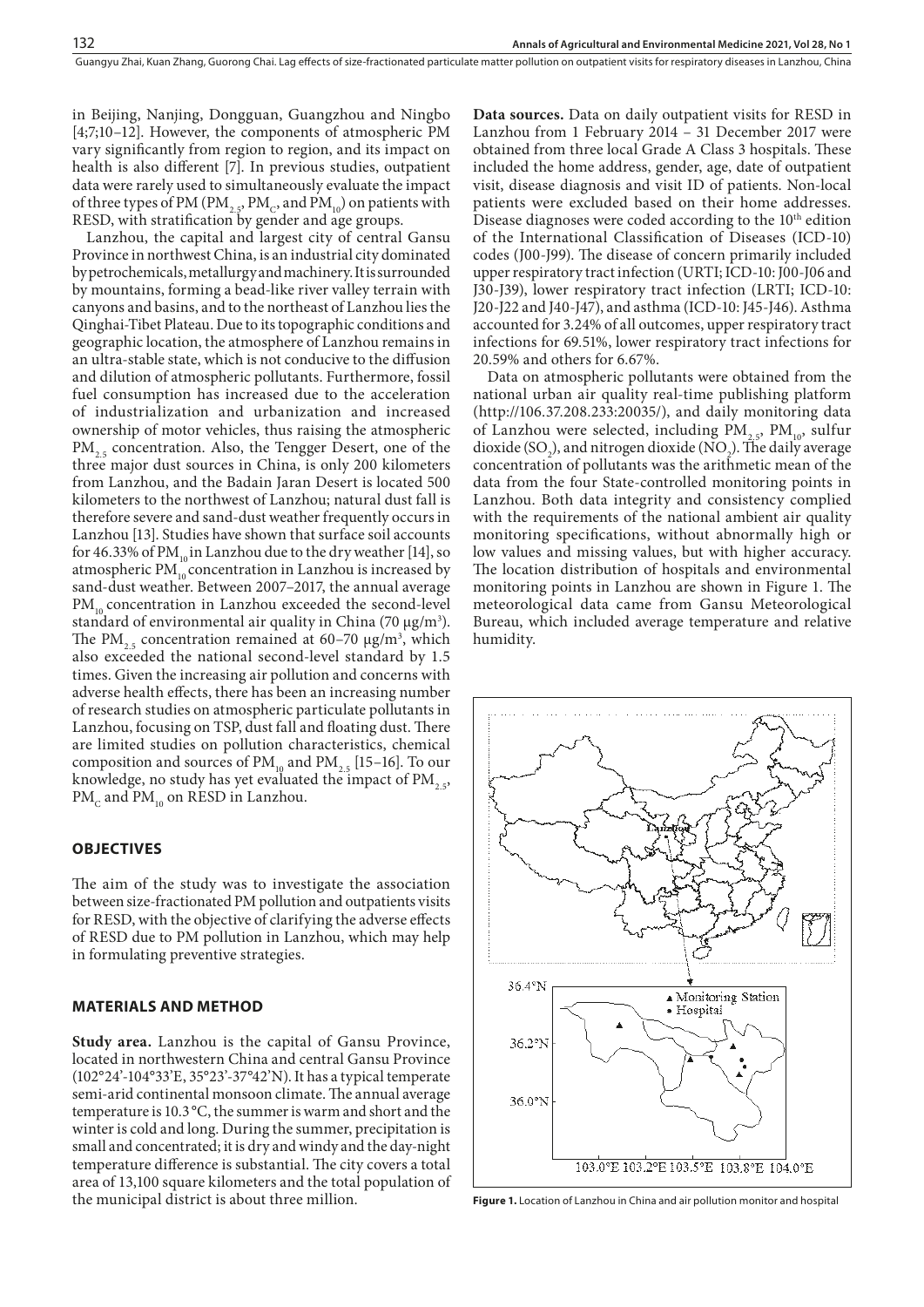in Beijing, Nanjing, Dongguan, Guangzhou and Ningbo [4;7;10–12]. However, the components of atmospheric PM vary significantly from region to region, and its impact on health is also different [7]. In previous studies, outpatient data were rarely used to simultaneously evaluate the impact of three types of PM ($PM_{2.5}$, $PM_C$, and $PM_{10}$) on patients with RESD, with stratification by gender and age groups.

Lanzhou, the capital and largest city of central Gansu Province in northwest China, is an industrial city dominated by petrochemicals, metallurgy and machinery. It is surrounded by mountains, forming a bead-like river valley terrain with canyons and basins, and to the northeast of Lanzhou lies the Qinghai-Tibet Plateau. Due to its topographic conditions and geographic location, the atmosphere of Lanzhou remains in an ultra-stable state, which is not conducive to the diffusion and dilution of atmospheric pollutants. Furthermore, fossil fuel consumption has increased due to the acceleration of industrialization and urbanization and increased ownership of motor vehicles, thus raising the atmospheric $PM_{2.5}$ concentration. Also, the Tengger Desert, one of the three major dust sources in China, is only 200 kilometers from Lanzhou, and the Badain Jaran Desert is located 500 kilometers to the northwest of Lanzhou; natural dust fall is therefore severe and sand-dust weather frequently occurs in Lanzhou [13]. Studies have shown that surface soil accounts for 46.33% of $PM_{10}$ in Lanzhou due to the dry weather [14], so atmospheric $PM_{10}$ concentration in Lanzhou is increased by sand-dust weather. Between 2007–2017, the annual average $PM_{10}$ concentration in Lanzhou exceeded the second-level standard of environmental air quality in China (70 μg/m$^3$). The $PM_{2.5}$ concentration remained at 60–70 μg/m$^3$, which also exceeded the national second-level standard by 1.5 times. Given the increasing air pollution and concerns with adverse health effects, there has been an increasing number of research studies on atmospheric particulate pollutants in Lanzhou, focusing on TSP, dust fall and floating dust. There are limited studies on pollution characteristics, chemical composition and sources of $PM_{10}$ and $PM_{2.5}$ [15–16]. To our knowledge, no study has yet evaluated the impact of $PM_{2.5}$, $PM_C$ and $PM_{10}$ on RESD in Lanzhou.

## OBJECTIVES

The aim of the study was to investigate the association between size-fractionated PM pollution and outpatients visits for RESD, with the objective of clarifying the adverse effects of RESD due to PM pollution in Lanzhou, which may help in formulating preventive strategies.

## MATERIALS AND METHOD

**Study area.** Lanzhou is the capital of Gansu Province, located in northwestern China and central Gansu Province (102°24'-104°33'E, 35°23'-37°42'N). It has a typical temperate semi-arid continental monsoon climate. The annual average temperature is 10.3 °C, the summer is warm and short and the winter is cold and long. During the summer, precipitation is small and concentrated; it is dry and windy and the day-night temperature difference is substantial. The city covers a total area of 13,100 square kilometers and the total population of the municipal district is about three million.

**Data sources.** Data on daily outpatient visits for RESD in Lanzhou from 1 February 2014 – 31 December 2017 were obtained from three local Grade A Class 3 hospitals. These included the home address, gender, age, date of outpatient visit, disease diagnosis and visit ID of patients. Non-local patients were excluded based on their home addresses. Disease diagnoses were coded according to the 10[th] edition of the International Classification of Diseases (ICD-10) codes (J00-J99). The disease of concern primarily included upper respiratory tract infection (URTI; ICD-10: J00-J06 and J30-J39), lower respiratory tract infection (LRTI; ICD-10: J20-J22 and J40-J47), and asthma (ICD-10: J45-J46). Asthma accounted for 3.24% of all outcomes, upper respiratory tract infections for 69.51%, lower respiratory tract infections for 20.59% and others for 6.67%.

Data on atmospheric pollutants were obtained from the national urban air quality real-time publishing platform (http://106.37.208.233:20035/), and daily monitoring data of Lanzhou were selected, including $PM_{2.5}$, $PM_{10}$, sulfur dioxide ($SO_2$), and nitrogen dioxide ($NO_2$). The daily average concentration of pollutants was the arithmetic mean of the data from the four State-controlled monitoring points in Lanzhou. Both data integrity and consistency complied with the requirements of the national ambient air quality monitoring specifications, without abnormally high or low values and missing values, but with higher accuracy. The location distribution of hospitals and environmental monitoring points in Lanzhou are shown in Figure 1. The meteorological data came from Gansu Meteorological Bureau, which included average temperature and relative humidity.

**Figure 1.** Location of Lanzhou in China and air pollution monitor and hospital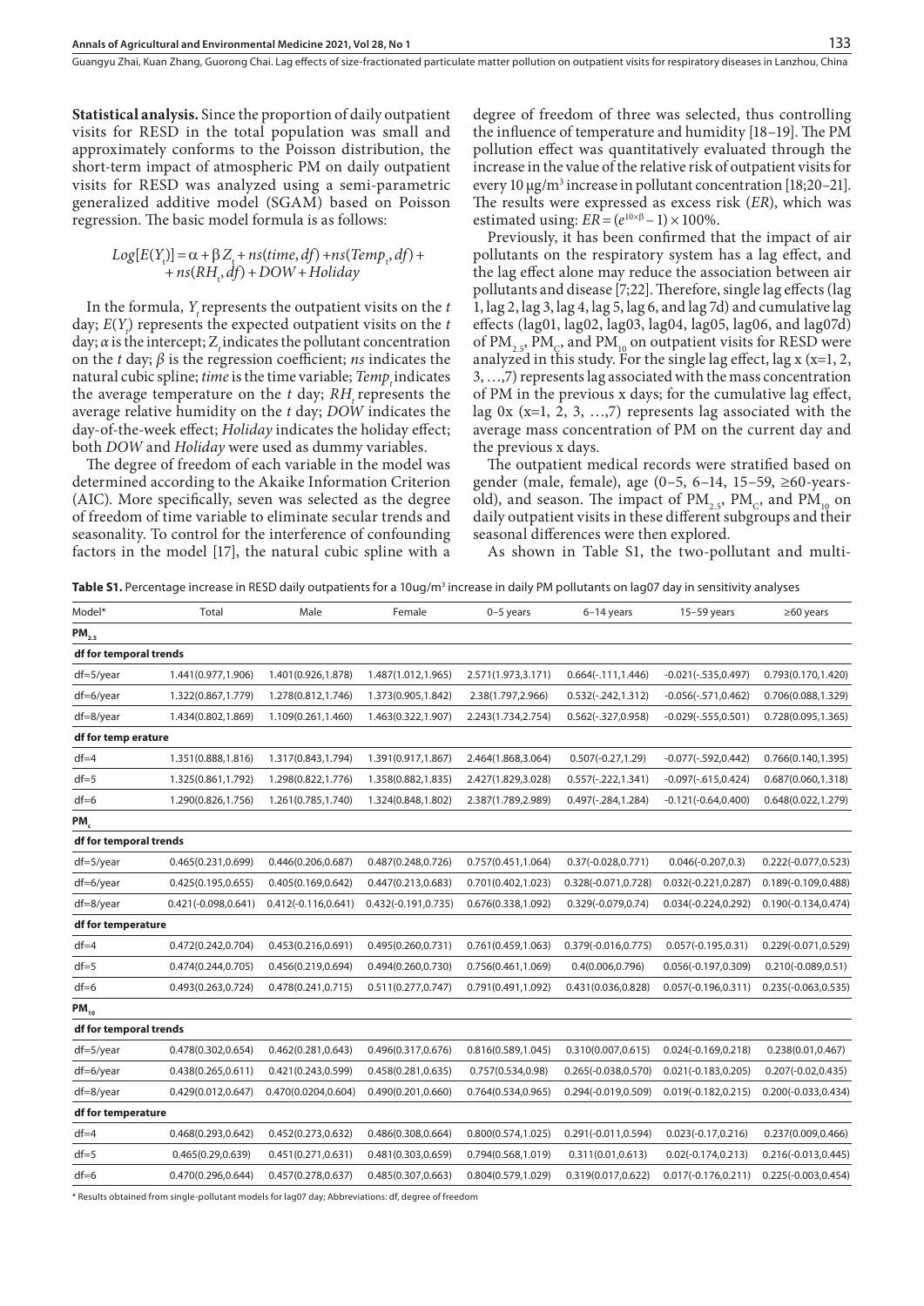**Statistical analysis.** Since the proportion of daily outpatient visits for RESD in the total population was small and approximately conforms to the Poisson distribution, the short-term impact of atmospheric PM on daily outpatient visits for RESD was analyzed using a semi-parametric generalized additive model (SGAM) based on Poisson regression. The basic model formula is as follows:

$$Log[E(Y_t)] = \alpha + \beta Z_t + ns(time, df) + ns(Temp_t, df) + ns(RH_t, df) + DOW + Holiday$$

In the formula, $Y_t$ represents the outpatient visits on the $t$ day; $E(Y_t)$ represents the expected outpatient visits on the $t$ day; $\alpha$ is the intercept; $Z_t$ indicates the pollutant concentration on the $t$ day; $\beta$ is the regression coefficient; $ns$ indicates the natural cubic spline; $time$ is the time variable; $Temp_t$ indicates the average temperature on the $t$ day; $RH_t$ represents the average relative humidity on the $t$ day; $DOW$ indicates the day-of-the-week effect; $Holiday$ indicates the holiday effect; both $DOW$ and $Holiday$ were used as dummy variables.

The degree of freedom of each variable in the model was determined according to the Akaike Information Criterion (AIC). More specifically, seven was selected as the degree of freedom of time variable to eliminate secular trends and seasonality. To control for the interference of confounding factors in the model [17], the natural cubic spline with a degree of freedom of three was selected, thus controlling the influence of temperature and humidity [18–19]. The PM pollution effect was quantitatively evaluated through the increase in the value of the relative risk of outpatient visits for every 10 μg/m³ increase in pollutant concentration [18;20–21]. The results were expressed as excess risk (*ER*), which was estimated using: $ER = (e^{10\times\beta} - 1) \times 100\%$.

Previously, it has been confirmed that the impact of air pollutants on the respiratory system has a lag effect, and the lag effect alone may reduce the association between air pollutants and disease [7;22]. Therefore, single lag effects (lag 1, lag 2, lag 3, lag 4, lag 5, lag 6, and lag 7d) and cumulative lag effects (lag01, lag02, lag03, lag04, lag05, lag06, and lag07d) of $PM_{2.5}$, $PM_C$, and $PM_{10}$ on outpatient visits for RESD were analyzed in this study. For the single lag effect, lag x (x=1, 2, 3, …,7) represents lag associated with the mass concentration of PM in the previous x days; for the cumulative lag effect, lag 0x (x=1, 2, 3, …,7) represents lag associated with the average mass concentration of PM on the current day and the previous x days.

The outpatient medical records were stratified based on gender (male, female), age (0–5, 6–14, 15–59, ≥60-years-old), and season. The impact of $PM_{2.5}$, $PM_C$, and $PM_{10}$ on daily outpatient visits in these different subgroups and their seasonal differences were then explored.

As shown in Table S1, the two-pollutant and multi-

**Table S1.** Percentage increase in RESD daily outpatients for a 10ug/m³ increase in daily PM pollutants on lag07 day in sensitivity analyses

| Model* | Total | Male | Female | 0–5 years | 6–14 years | 15–59 years | ≥60 years |
|---|---|---|---|---|---|---|---|
| **$PM_{2.5}$** | | | | | | | |
| **df for temporal trends** | | | | | | | |
| df=5/year | 1.441(0.977,1.906) | 1.401(0.926,1.878) | 1.487(1.012,1.965) | 2.571(1.973,3.171) | 0.664(-.111,1.446) | -0.021(-.535,0.497) | 0.793(0.170,1.420) |
| df=6/year | 1.322(0.867,1.779) | 1.278(0.812,1.746) | 1.373(0.905,1.842) | 2.38(1.797,2.966) | 0.532(-.242,1.312) | -0.056(-.571,0.462) | 0.706(0.088,1.329) |
| df=8/year | 1.434(0.802,1.869) | 1.109(0.261,1.460) | 1.463(0.322,1.907) | 2.243(1.734,2.754) | 0.562(-.327,0.958) | -0.029(-.555,0.501) | 0.728(0.095,1.365) |
| **df for temp erature** | | | | | | | |
| df=4 | 1.351(0.888,1.816) | 1.317(0.843,1.794) | 1.391(0.917,1.867) | 2.464(1.868,3.064) | 0.507(-0.27,1.29) | -0.077(-.592,0.442) | 0.766(0.140,1.395) |
| df=5 | 1.325(0.861,1.792) | 1.298(0.822,1.776) | 1.358(0.882,1.835) | 2.427(1.829,3.028) | 0.557(-.222,1.341) | -0.097(-.615,0.424) | 0.687(0.060,1.318) |
| df=6 | 1.290(0.826,1.756) | 1.261(0.785,1.740) | 1.324(0.848,1.802) | 2.387(1.789,2.989) | 0.497(-.284,1.284) | -0.121(-0.64,0.400) | 0.648(0.022,1.279) |
| **$PM_c$** | | | | | | | |
| **df for temporal trends** | | | | | | | |
| df=5/year | 0.465(0.231,0.699) | 0.446(0.206,0.687) | 0.487(0.248,0.726) | 0.757(0.451,1.064) | 0.37(-0.028,0.771) | 0.046(-0.207,0.3) | 0.222(-0.077,0.523) |
| df=6/year | 0.425(0.195,0.655) | 0.405(0.169,0.642) | 0.447(0.213,0.683) | 0.701(0.402,1.023) | 0.328(-0.071,0.728) | 0.032(-0.221,0.287) | 0.189(-0.109,0.488) |
| df=8/year | 0.421(-0.098,0.641) | 0.412(-0.116,0.641) | 0.432(-0.191,0.735) | 0.676(0.338,1.092) | 0.329(-0.079,0.74) | 0.034(-0.224,0.292) | 0.190(-0.134,0.474) |
| **df for temperature** | | | | | | | |
| df=4 | 0.472(0.242,0.704) | 0.453(0.216,0.691) | 0.495(0.260,0.731) | 0.761(0.459,1.063) | 0.379(-0.016,0.775) | 0.057(-0.195,0.31) | 0.229(-0.071,0.529) |
| df=5 | 0.474(0.244,0.705) | 0.456(0.219,0.694) | 0.494(0.260,0.730) | 0.756(0.461,1.069) | 0.4(0.006,0.796) | 0.056(-0.197,0.309) | 0.210(-0.089,0.51) |
| df=6 | 0.493(0.263,0.724) | 0.478(0.241,0.715) | 0.511(0.277,0.747) | 0.791(0.491,1.092) | 0.431(0.036,0.828) | 0.057(-0.196,0.311) | 0.235(-0.063,0.535) |
| **$PM_{10}$** | | | | | | | |
| **df for temporal trends** | | | | | | | |
| df=5/year | 0.478(0.302,0.654) | 0.462(0.281,0.643) | 0.496(0.317,0.676) | 0.816(0.589,1.045) | 0.310(0.007,0.615) | 0.024(-0.169,0.218) | 0.238(0.01,0.467) |
| df=6/year | 0.438(0.265,0.611) | 0.421(0.243,0.599) | 0.458(0.281,0.635) | 0.757(0.534,0.98) | 0.265(-0.038,0.570) | 0.021(-0.183,0.205) | 0.207(-0.02,0.435) |
| df=8/year | 0.429(0.012,0.647) | 0.470(0.0204,0.604) | 0.490(0.201,0.660) | 0.764(0.534,0.965) | 0.294(-0.019,0.509) | 0.019(-0.182,0.215) | 0.200(-0.033,0.434) |
| **df for temperature** | | | | | | | |
| df=4 | 0.468(0.293,0.642) | 0.452(0.273,0.632) | 0.486(0.308,0.664) | 0.800(0.574,1.025) | 0.291(-0.011,0.594) | 0.023(-0.17,0.216) | 0.237(0.009,0.466) |
| df=5 | 0.465(0.29,0.639) | 0.451(0.271,0.631) | 0.481(0.303,0.659) | 0.794(0.568,1.019) | 0.311(0.01,0.613) | 0.02(-0.174,0.213) | 0.216(-0.013,0.445) |
| df=6 | 0.470(0.296,0.644) | 0.457(0.278,0.637) | 0.485(0.307,0.663) | 0.804(0.579,1.029) | 0.319(0.017,0.622) | 0.017(-0.176,0.211) | 0.225(-0.003,0.454) |

\* Results obtained from single-pollutant models for lag07 day; Abbreviations: df, degree of freedom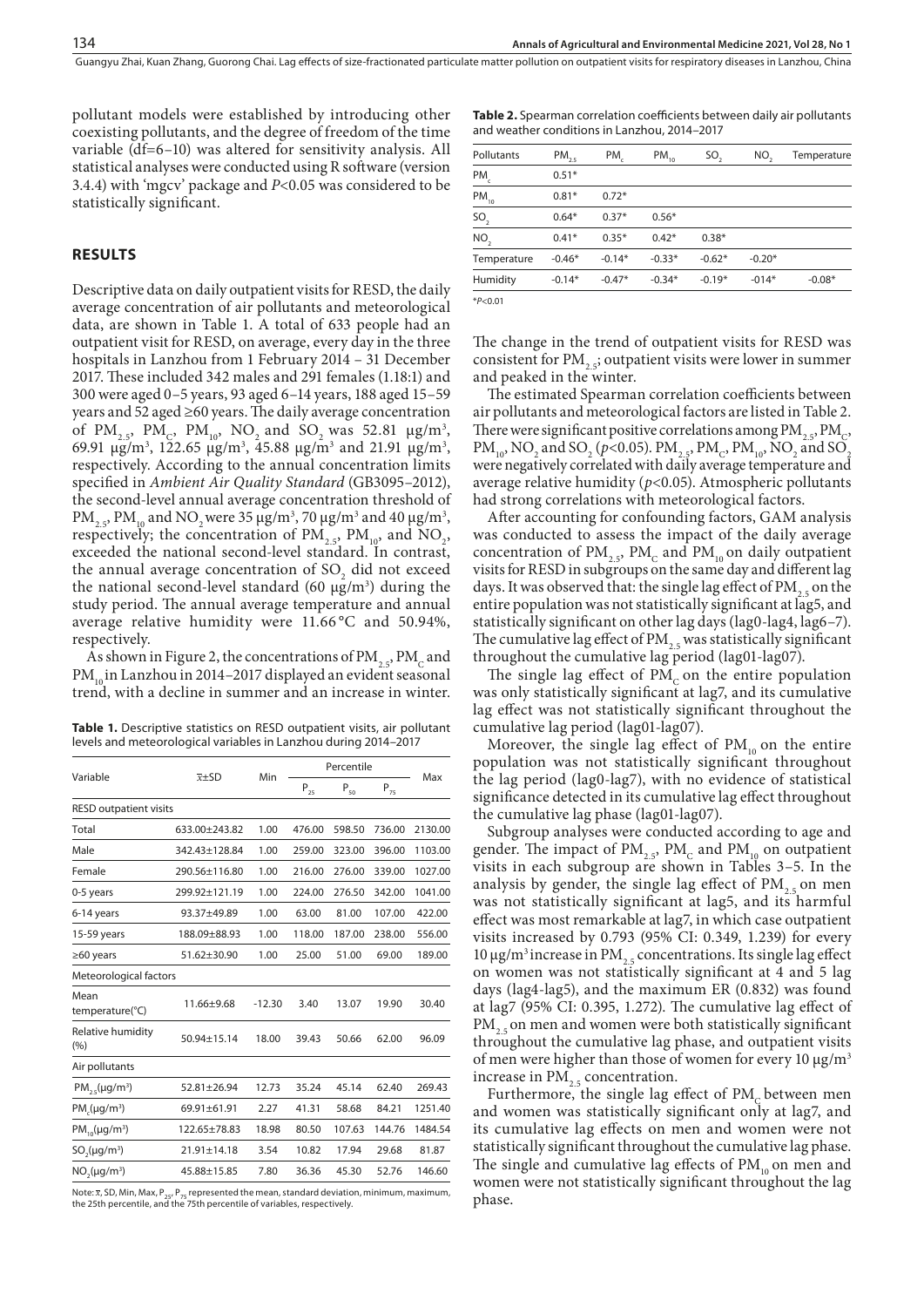pollutant models were established by introducing other coexisting pollutants, and the degree of freedom of the time variable (df=6–10) was altered for sensitivity analysis. All statistical analyses were conducted using R software (version 3.4.4) with 'mgcv' package and $P<0.05$ was considered to be statistically significant.

## RESULTS

Descriptive data on daily outpatient visits for RESD, the daily average concentration of air pollutants and meteorological data, are shown in Table 1. A total of 633 people had an outpatient visit for RESD, on average, every day in the three hospitals in Lanzhou from 1 February 2014 – 31 December 2017. These included 342 males and 291 females (1.18:1) and 300 were aged 0–5 years, 93 aged 6–14 years, 188 aged 15–59 years and 52 aged ≥60 years. The daily average concentration of $PM_{2.5}$, $PM_C$, $PM_{10}$, $NO_2$ and $SO_2$ was 52.81 μg/m³, 69.91 μg/m³, 122.65 μg/m³, 45.88 μg/m³ and 21.91 μg/m³, respectively. According to the annual concentration limits specified in *Ambient Air Quality Standard* (GB3095–2012), the second-level annual average concentration threshold of $PM_{2.5}$, $PM_{10}$ and $NO_2$ were 35 μg/m³, 70 μg/m³ and 40 μg/m³, respectively; the concentration of $PM_{2.5}$, $PM_{10}$, and $NO_2$, exceeded the national second-level standard. In contrast, the annual average concentration of $SO_2$ did not exceed the national second-level standard (60 μg/m³) during the study period. The annual average temperature and annual average relative humidity were 11.66 °C and 50.94%, respectively.

As shown in Figure 2, the concentrations of $PM_{2.5}$, $PM_C$ and $PM_{10}$ in Lanzhou in 2014–2017 displayed an evident seasonal trend, with a decline in summer and an increase in winter.

**Table 1.** Descriptive statistics on RESD outpatient visits, air pollutant levels and meteorological variables in Lanzhou during 2014–2017

| Variable | $\bar{x}$±SD | Min | Percentile | | | Max |
|---|---|---|---|---|---|---|
| | | | $P_{25}$ | $P_{50}$ | $P_{75}$ | |
| RESD outpatient visits | | | | | | |
| Total | 633.00±243.82 | 1.00 | 476.00 | 598.50 | 736.00 | 2130.00 |
| Male | 342.43±128.84 | 1.00 | 259.00 | 323.00 | 396.00 | 1103.00 |
| Female | 290.56±116.80 | 1.00 | 216.00 | 276.00 | 339.00 | 1027.00 |
| 0-5 years | 299.92±121.19 | 1.00 | 224.00 | 276.50 | 342.00 | 1041.00 |
| 6-14 years | 93.37±49.89 | 1.00 | 63.00 | 81.00 | 107.00 | 422.00 |
| 15-59 years | 188.09±88.93 | 1.00 | 118.00 | 187.00 | 238.00 | 556.00 |
| ≥60 years | 51.62±30.90 | 1.00 | 25.00 | 51.00 | 69.00 | 189.00 |
| Meteorological factors | | | | | | |
| Mean temperature(°C) | 11.66±9.68 | -12.30 | 3.40 | 13.07 | 19.90 | 30.40 |
| Relative humidity (%) | 50.94±15.14 | 18.00 | 39.43 | 50.66 | 62.00 | 96.09 |
| Air pollutants | | | | | | |
| $PM_{2.5}$(μg/m³) | 52.81±26.94 | 12.73 | 35.24 | 45.14 | 62.40 | 269.43 |
| $PM_c$(μg/m³) | 69.91±61.91 | 2.27 | 41.31 | 58.68 | 84.21 | 1251.40 |
| $PM_{10}$(μg/m³) | 122.65±78.83 | 18.98 | 80.50 | 107.63 | 144.76 | 1484.54 |
| $SO_2$(μg/m³) | 21.91±14.18 | 3.54 | 10.82 | 17.94 | 29.68 | 81.87 |
| $NO_2$(μg/m³) | 45.88±15.85 | 7.80 | 36.36 | 45.30 | 52.76 | 146.60 |

Note: $\bar{x}$, SD, Min, Max, $P_{25}$, $P_{75}$ represented the mean, standard deviation, minimum, maximum, the 25th percentile, and the 75th percentile of variables, respectively.

**Table 2.** Spearman correlation coefficients between daily air pollutants and weather conditions in Lanzhou, 2014–2017

| Pollutants | $PM_{2.5}$ | $PM_c$ | $PM_{10}$ | $SO_2$ | $NO_2$ | Temperature |
|---|---|---|---|---|---|---|
| $PM_c$ | 0.51* | | | | | |
| $PM_{10}$ | 0.81* | 0.72* | | | | |
| $SO_2$ | 0.64* | 0.37* | 0.56* | | | |
| $NO_2$ | 0.41* | 0.35* | 0.42* | 0.38* | | |
| Temperature | -0.46* | -0.14* | -0.33* | -0.62* | -0.20* | |
| Humidity | -0.14* | -0.47* | -0.34* | -0.19* | -014* | -0.08* |

*$P<0.01$

The change in the trend of outpatient visits for RESD was consistent for $PM_{2.5}$; outpatient visits were lower in summer and peaked in the winter.

The estimated Spearman correlation coefficients between air pollutants and meteorological factors are listed in Table 2. There were significant positive correlations among $PM_{2.5}$, $PM_C$, $PM_{10}$, $NO_2$ and $SO_2$ ($p<0.05$). $PM_{2.5}$, $PM_C$, $PM_{10}$, $NO_2$ and $SO_2$ were negatively correlated with daily average temperature and average relative humidity ($p<0.05$). Atmospheric pollutants had strong correlations with meteorological factors.

After accounting for confounding factors, GAM analysis was conducted to assess the impact of the daily average concentration of $PM_{2.5}$, $PM_C$ and $PM_{10}$ on daily outpatient visits for RESD in subgroups on the same day and different lag days. It was observed that: the single lag effect of $PM_{2.5}$ on the entire population was not statistically significant at lag5, and statistically significant on other lag days (lag0-lag4, lag6–7). The cumulative lag effect of $PM_{2.5}$ was statistically significant throughout the cumulative lag period (lag01-lag07).

The single lag effect of $PM_C$ on the entire population was only statistically significant at lag7, and its cumulative lag effect was not statistically significant throughout the cumulative lag period (lag01-lag07).

Moreover, the single lag effect of $PM_{10}$ on the entire population was not statistically significant throughout the lag period (lag0-lag7), with no evidence of statistical significance detected in its cumulative lag effect throughout the cumulative lag phase (lag01-lag07).

Subgroup analyses were conducted according to age and gender. The impact of $PM_{2.5}$, $PM_C$ and $PM_{10}$ on outpatient visits in each subgroup are shown in Tables 3–5. In the analysis by gender, the single lag effect of $PM_{2.5}$ on men was not statistically significant at lag5, and its harmful effect was most remarkable at lag7, in which case outpatient visits increased by 0.793 (95% CI: 0.349, 1.239) for every 10 μg/m³ increase in $PM_{2.5}$ concentrations. Its single lag effect on women was not statistically significant at 4 and 5 lag days (lag4-lag5), and the maximum ER (0.832) was found at lag7 (95% CI: 0.395, 1.272). The cumulative lag effect of $PM_{2.5}$ on men and women were both statistically significant throughout the cumulative lag phase, and outpatient visits of men were higher than those of women for every 10 μg/m³ increase in $PM_{2.5}$ concentration.

Furthermore, the single lag effect of $PM_C$ between men and women was statistically significant only at lag7, and its cumulative lag effects on men and women were not statistically significant throughout the cumulative lag phase. The single and cumulative lag effects of $PM_{10}$ on men and women were not statistically significant throughout the lag phase.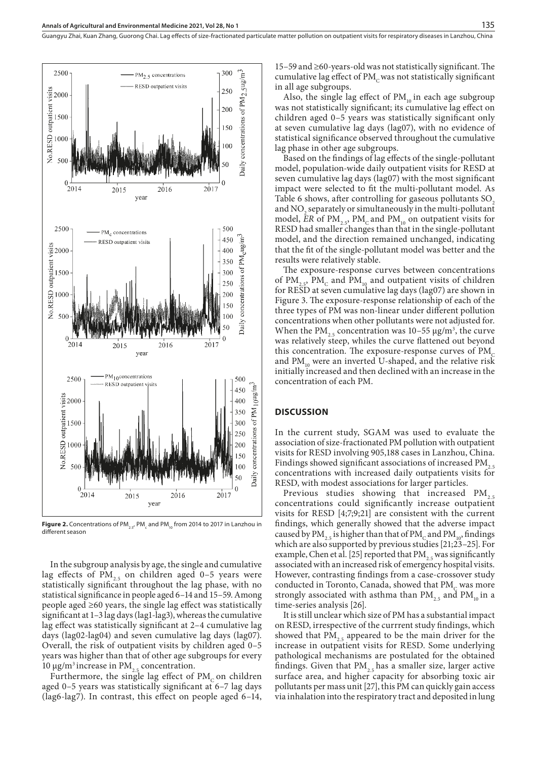**Figure 2.** Concentrations of $PM_{2.5}$, $PM_c$ and $PM_{10}$ from 2014 to 2017 in Lanzhou in different season

In the subgroup analysis by age, the single and cumulative lag effects of $PM_{2.5}$ on children aged 0–5 years were statistically significant throughout the lag phase, with no statistical significance in people aged 6–14 and 15–59. Among people aged ≥60 years, the single lag effect was statistically significant at 1–3 lag days (lag1-lag3), whereas the cumulative lag effect was statistically significant at 2–4 cumulative lag days (lag02-lag04) and seven cumulative lag days (lag07). Overall, the risk of outpatient visits by children aged 0–5 years was higher than that of other age subgroups for every 10 μg/m³ increase in $PM_{2.5}$ concentration.

Furthermore, the single lag effect of $PM_C$ on children aged 0–5 years was statistically significant at 6–7 lag days (lag6-lag7). In contrast, this effect on people aged 6–14, 15–59 and ≥60-years-old was not statistically significant. The cumulative lag effect of $PM_C$ was not statistically significant in all age subgroups.

Also, the single lag effect of $PM_{10}$ in each age subgroup was not statistically significant; its cumulative lag effect on children aged 0–5 years was statistically significant only at seven cumulative lag days (lag07), with no evidence of statistical significance observed throughout the cumulative lag phase in other age subgroups.

Based on the findings of lag effects of the single-pollutant model, population-wide daily outpatient visits for RESD at seven cumulative lag days (lag07) with the most significant impact were selected to fit the multi-pollutant model. As Table 6 shows, after controlling for gaseous pollutants $SO_2$ and $NO_2$ separately or simultaneously in the multi-pollutant model, *ER* of $PM_{2.5}$, $PM_C$ and $PM_{10}$ on outpatient visits for RESD had smaller changes than that in the single-pollutant model, and the direction remained unchanged, indicating that the fit of the single-pollutant model was better and the results were relatively stable.

The exposure-response curves between concentrations of $PM_{2.5}$, $PM_C$ and $PM_{10}$ and outpatient visits of children for RESD at seven cumulative lag days (lag07) are shown in Figure 3. The exposure-response relationship of each of the three types of PM was non-linear under different pollution concentrations when other pollutants were not adjusted for. When the $PM_{2.5}$ concentration was 10–55 μg/m³, the curve was relatively steep, whiles the curve flattened out beyond this concentration. The exposure-response curves of $PM_C$ and $PM_{10}$ were an inverted U-shaped, and the relative risk initially increased and then declined with an increase in the concentration of each PM.

## DISCUSSION

In the current study, SGAM was used to evaluate the association of size-fractionated PM pollution with outpatient visits for RESD involving 905,188 cases in Lanzhou, China. Findings showed significant associations of increased $PM_{2.5}$ concentrations with increased daily outpatients visits for RESD, with modest associations for larger particles.

Previous studies showing that increased $PM_{2.5}$ concentrations could significantly increase outpatient visits for RESD [4;7;9;21] are consistent with the current findings, which generally showed that the adverse impact caused by $PM_{2.5}$ is higher than that of $PM_C$ and $PM_{10}$, findings which are also supported by previous studies [21;23–25]. For example, Chen et al. [25] reported that $PM_{2.5}$ was significantly associated with an increased risk of emergency hospital visits. However, contrasting findings from a case-crossover study conducted in Toronto, Canada, showed that $PM_C$ was more strongly associated with asthma than $PM_{2.5}$ and $PM_{10}$ in a time-series analysis [26].

It is still unclear which size of PM has a substantial impact on RESD, irrespective of the current study findings, which showed that $PM_{2.5}$ appeared to be the main driver for the increase in outpatient visits for RESD. Some underlying pathological mechanisms are postulated for the obtained findings. Given that $PM_{2.5}$ has a smaller size, larger active surface area, and higher capacity for absorbing toxic air pollutants per mass unit [27], this PM can quickly gain access via inhalation into the respiratory tract and deposited in lung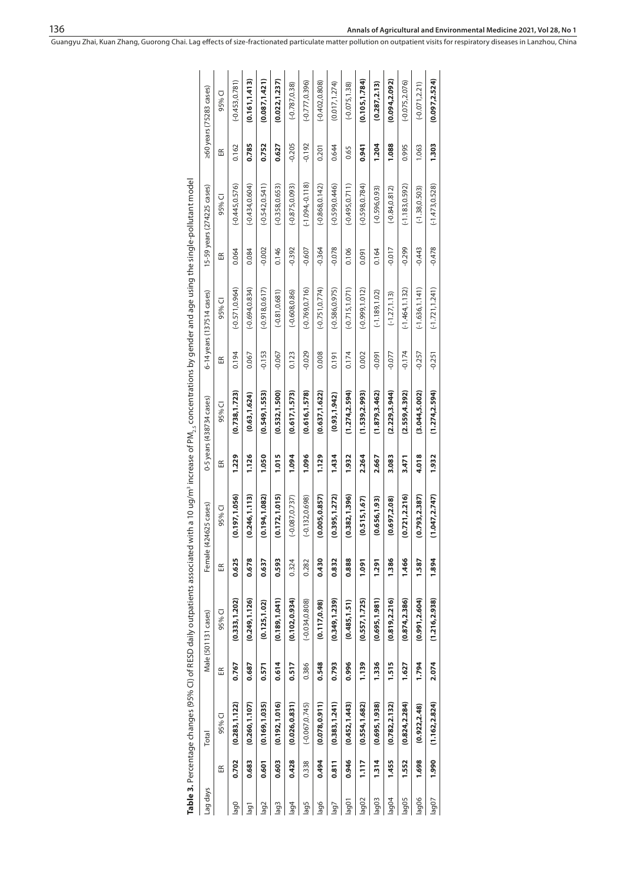**Table 3.** Percentage changes (95% CI) of RESD daily outpatients associated with a 10 ug/m³ increase of $PM_{2.5}$ concentrations by gender and age using the single-pollutant model

| Lag days | Total | | Male (501131 cases) | | Female (424625 cases) | | 0-5 years (438734 cases) | | 6-14 years (137514 cases) | | 15-59 years (274225 cases) | | ≥60 years (75283 cases) | |
|---|---|---|---|---|---|---|---|---|---|---|---|---|---|---|
| | ER | 95% CI | ER | 95% CI | ER | 95% CI | ER | 95% CI | ER | 95% CI | ER | 95% CI | ER | 95% CI |
| lag0 | **0.702** | **(0.283,1.122)** | **0.767** | **(0.333,1.202)** | **0.625** | **(0.197,1.056)** | **1.229** | **(0.738,1.723)** | 0.194 | (-0.571,0.964) | 0.064 | (-0.445,0.576) | 0.162 | (-0.453,0.781) |
| lag1 | **0.683** | **(0.260,1.107)** | **0.687** | **(0.249,1.126)** | **0.678** | **(0.246,1.113)** | **1.126** | **(0.63,1.624)** | 0.067 | (-0.694,0.834) | 0.084 | (-0.434,0.604) | **0.785** | **(0.161,1.413)** |
| lag2 | **0.601** | **(0.169,1.035)** | **0.571** | **(0.125,1.02)** | **0.637** | **(0.194,1.082)** | **1.050** | **(0.549,1.553)** | -0.153 | (-0.918,0.617) | -0.002 | (-0.542,0.541) | **0.752** | **(0.087,1.421)** |
| lag3 | **0.603** | **(0.192,1.016)** | **0.614** | **(0.189,1.041)** | **0.593** | **(0.172,1.015)** | **1.015** | **(0.532,1.500)** | -0.067 | (-0.81,0.681) | 0.146 | (-0.358,0.653) | **0.627** | **(0.022,1.237)** |
| lag4 | **0.428** | **(0.026,0.831)** | **0.517** | **(0.102,0.934)** | 0.324 | (-0.087,0.737) | **1.094** | **(0.617,1.573)** | 0.123 | (-0.608,0.86) | -0.392 | (-0.875,0.093) | -0.205 | (-0.787,0.38) |
| lag5 | 0.338 | (-0.067,0.745) | 0.386 | (-0.034,0.808) | 0.282 | (-0.132,0.698) | **1.096** | **(0.616,1.578)** | -0.029 | (-0.769,0.716) | -0.607 | (-1.094,-0.118) | -0.192 | (-0.777,0.396) |
| lag6 | **0.494** | **(0.078,0.911)** | **0.548** | **(0.117,0.98)** | **0.430** | **(0.005,0.857)** | **1.129** | **(0.637,1.622)** | 0.008 | (-0.751,0.774) | -0.364 | (-0.868,0.142) | 0.201 | (-0.402,0.808) |
| lag7 | **0.811** | **(0.383,1.241)** | **0.793** | **(0.349,1.239)** | **0.832** | **(0.395,1.272)** | **1.434** | **(0.93,1.942)** | 0.191 | (-0.586,0.975) | -0.078 | (-0.599,0.446) | 0.644 | (0.017,1.274) |
| lag01 | **0.946** | **(0.452,1.443)** | **0.996** | **(0.485,1.51)** | **0.888** | **(0.382,1.396)** | **1.932** | **(1.274,2.594)** | 0.174 | (-0.715,1.071) | 0.106 | (-0.495,0.711) | 0.65 | (-0.075,1.38) |
| lag02 | **1.117** | **(0.554,1.682)** | **1.139** | **(0.557,1.725)** | **1.091** | **(0.515,1.67)** | **2.264** | **(1.539,2.993)** | 0.002 | (-0.999,1.012) | 0.091 | (-0.598,0.784) | **0.941** | **(0.105,1.784)** |
| lag03 | **1.314** | **(0.695,1.938)** | **1.336** | **(0.695,1.981)** | **1.291** | **(0.656,1.93)** | **2.667** | **(1.879,3.462)** | -0.091 | (-1.189,1.02) | 0.164 | (-0.596,0.93) | **1.204** | **(0.287,2.13)** |
| lag04 | **1.455** | **(0.782,2.132)** | **1.515** | **(0.819,2.216)** | **1.386** | **(0.697,2.08)** | **3.083** | **(2.229,3.944)** | -0.077 | (-1.27,1.13) | -0.017 | (-0.84,0.812) | **1.088** | **(0.094,2.092)** |
| lag05 | **1.552** | **(0.824,2.284)** | **1.627** | **(0.874,2.386)** | **1.466** | **(0.721,2.216)** | **3.471** | **(2.559,4.392)** | -0.174 | (-1.464,1.132) | -0.299 | (-1.183,0.592) | 0.995 | (-0.075,2.076) |
| lag06 | **1.698** | **(0.922,2.48)** | **1.794** | **(0.991,2.604)** | **1.587** | **(0.793,2.387)** | **4.018** | **(3.044,5.002)** | -0.257 | (-1.636,1.141) | -0.443 | (-1.38,0.503) | 1.063 | (-0.071,2.21) |
| lag07 | **1.990** | **(1.162,2.824)** | **2.074** | **(1.216,2.938)** | **1.894** | **(1.047,2.747)** | **1.932** | **(1.274,2.594)** | -0.251 | (-1.721,1.241) | -0.478 | (-1.473,0.528) | **1.303** | **(0.097,2.524)** |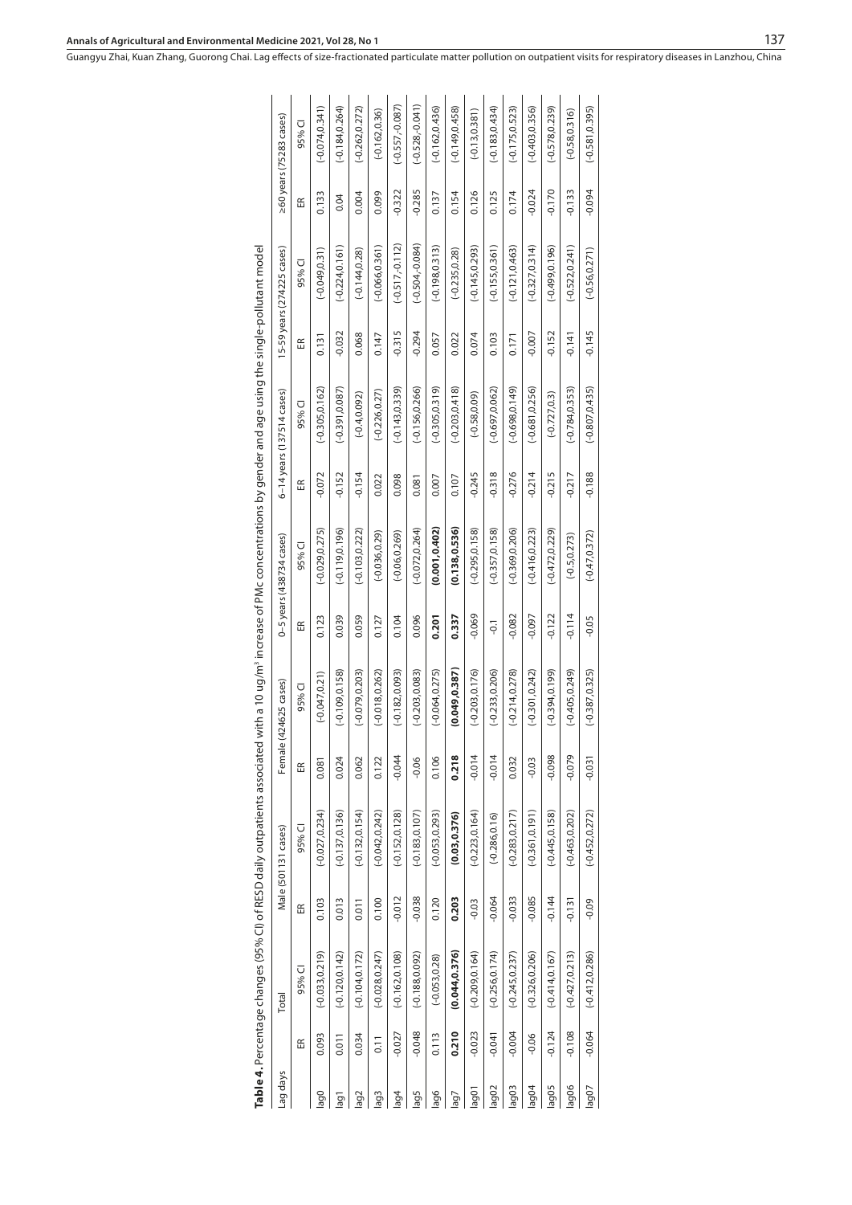**Table 4.** Percentage changes (95% CI) of RESD daily outpatients associated with a 10 ug/m³ increase of PMc concentrations by gender and age using the single-pollutant model

| Lag days | Total | | Male (501131 cases) | | Female (424625 cases) | | 0–5 years (438734 cases) | | 6–14 years (137514 cases) | | 15-59 years (274225 cases) | | ≥60 years (75283 cases) | |
|---|---|---|---|---|---|---|---|---|---|---|---|---|---|---|
| | ER | 95% CI | ER | 95% CI | ER | 95% CI | ER | 95% CI | ER | 95% CI | ER | 95% CI | ER | 95% CI |
| lag0 | 0.093 | (-0.033,0.219) | 0.103 | (-0.027,0.234) | 0.081 | (-0.047,0.21) | 0.123 | (-0.029,0.275) | -0.072 | (-0.305,0.162) | 0.131 | (-0.049,0.31) | 0.133 | (-0.074,0.341) |
| lag1 | 0.011 | (-0.120,0.142) | 0.013 | (-0.137,0.136) | 0.024 | (-0.109,0.158) | 0.039 | (-0.119,0.196) | -0.152 | (-0.391,0.087) | -0.032 | (-0.224,0.161) | 0.04 | (-0.184,0.264) |
| lag2 | 0.034 | (-0.104,0.172) | 0.011 | (-0.132,0.154) | 0.062 | (-0.079,0.203) | 0.059 | (-0.103,0.222) | -0.154 | (-0.4,0.092) | 0.068 | (-0.144,0.28) | 0.004 | (-0.262,0.272) |
| lag3 | 0.11 | (-0.028,0.247) | 0.100 | (-0.042,0.242) | 0.122 | (-0.018,0.262) | 0.127 | (-0.036,0.29) | 0.022 | (-0.226,0.27) | 0.147 | (-0.066,0.361) | 0.099 | (-0.162,0.36) |
| lag4 | -0.027 | (-0.162,0.108) | -0.012 | (-0.152,0.128) | -0.044 | (-0.182,0.093) | 0.104 | (-0.06,0.269) | 0.098 | (-0.143,0.339) | -0.315 | (-0.517,-0.112) | -0.322 | (-0.557,-0.087) |
| lag5 | -0.048 | (-0.188,0.092) | -0.038 | (-0.183,0.107) | -0.06 | (-0.203,0.083) | 0.096 | (-0.072,0.264) | 0.081 | (-0.156,0.266) | -0.294 | (-0.504,-0.084) | -0.285 | (-0.528,-0.041) |
| lag6 | 0.113 | (-0.053,0.28) | 0.120 | (-0.053,0.293) | 0.106 | (-0.064,0.275) | **0.201** | **(0.001,0.402)** | 0.007 | (-0.305,0.319) | 0.057 | (-0.198,0.313) | 0.137 | (-0.162,0.436) |
| lag7 | **0.210** | **(0.044,0.376)** | **0.203** | **(0.03,0.376)** | **0.218** | **(0.049,0.387)** | **0.337** | **(0.138,0.536)** | 0.107 | (-0.203,0.418) | 0.022 | (-0.235,0.28) | 0.154 | (-0.149,0.458) |
| lag01 | -0.023 | (-0.209,0.164) | -0.03 | (-0.223,0.164) | -0.014 | (-0.203,0.176) | -0.069 | (-0.295,0.158) | -0.245 | (-0.58,0.09) | 0.074 | (-0.145,0.293) | 0.126 | (-0.13,0.381) |
| lag02 | -0.041 | (-0.256,0.174) | -0.064 | (-0.286,0.16) | -0.014 | (-0.233,0.206) | -0.1 | (-0.357,0.158) | -0.318 | (-0.697,0.062) | 0.103 | (-0.155,0.361) | 0.125 | (-0.183,0.434) |
| lag03 | -0.004 | (-0.245,0.237) | -0.033 | (-0.283,0.217) | 0.032 | (-0.214,0.278) | -0.082 | (-0.369,0.206) | -0.276 | (-0.698,0.149) | 0.171 | (-0.121,0.463) | 0.174 | (-0.175,0.523) |
| lag04 | -0.06 | (-0.326,0.206) | -0.085 | (-0.361,0.191) | -0.03 | (-0.301,0.242) | -0.097 | (-0.416,0.223) | -0.214 | (-0.681,0.256) | -0.007 | (-0.327,0.314) | -0.024 | (-0.403,0.356) |
| lag05 | -0.124 | (-0.414,0.167) | -0.144 | (-0.445,0.158) | -0.098 | (-0.394,0.199) | -0.122 | (-0.472,0.229) | -0.215 | (-0.727,0.3) | -0.152 | (-0.499,0.196) | -0.170 | (-0.578,0.239) |
| lag06 | -0.108 | (-0.427,0.213) | -0.131 | (-0.463,0.202) | -0.079 | (-0.405,0.249) | -0.114 | (-0.5,0.273) | -0.217 | (-0.784,0.353) | -0.141 | (-0.522,0.241) | -0.133 | (-0.58,0.316) |
| lag07 | -0.064 | (-0.412,0.286) | -0.09 | (-0.452,0.272) | -0.031 | (-0.387,0.325) | -0.05 | (-0.47,0.372) | -0.188 | (-0.807,0.435) | -0.145 | (-0.56,0.271) | -0.094 | (-0.581,0.395) |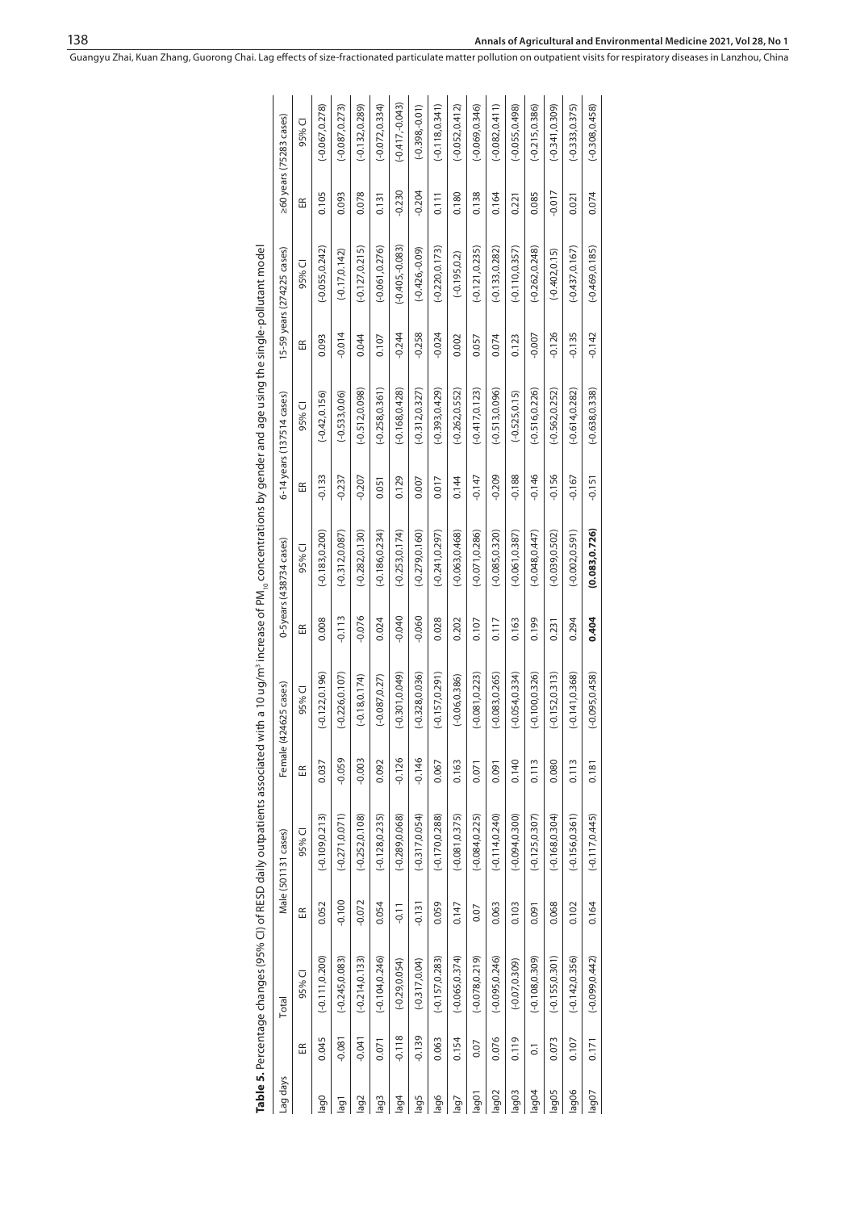**Table 5.** Percentage changes (95% CI) of RESD daily outpatients associated with a 10 ug/m$^3$ increase of $PM_{10}$ concentrations by gender and age using the single-pollutant model

| Lag days | Total | | Male (501131 cases) | | Female (424625 cases) | | 0-5years (438734 cases) | | 6-14 years (137514 cases) | | 15-59 years (274225 cases) | | ≥60 years (75283 cases) | |
|---|---|---|---|---|---|---|---|---|---|---|---|---|---|---|
| | ER | 95% CI | ER | 95% CI | ER | 95% CI | ER | 95% CI | ER | 95% CI | ER | 95% CI | ER | 95% CI |
| lag0 | 0.045 | (-0.111,0.200) | 0.052 | (-0.109,0.213) | 0.037 | (-0.122,0.196) | 0.008 | (-0.183,0.200) | -0.133 | (-0.42,0.156) | 0.093 | (-0.055,0.242) | 0.105 | (-0.067,0.278) |
| lag1 | -0.081 | (-0.245,0.083) | -0.100 | (-0.271,0.071) | -0.059 | (-0.226,0.107) | -0.113 | (-0.312,0.087) | -0.237 | (-0.533,0.06) | -0.014 | (-0.17,0.142) | 0.093 | (-0.087,0.273) |
| lag2 | -0.041 | (-0.214,0.133) | -0.072 | (-0.252,0.108) | -0.003 | (-0.18,0.174) | -0.076 | (-0.282,0.130) | -0.207 | (-0.512,0.098) | 0.044 | (-0.127,0.215) | 0.078 | (-0.132,0.289) |
| lag3 | 0.071 | (-0.104,0.246) | 0.054 | (-0.128,0.235) | 0.092 | (-0.087,0.27) | 0.024 | (-0.186,0.234) | 0.051 | (-0.258,0.361) | 0.107 | (-0.061,0.276) | 0.131 | (-0.072,0.334) |
| lag4 | -0.118 | (-0.29,0.054) | -0.11 | (-0.289,0.068) | -0.126 | (-0.301,0.049) | -0.040 | (-0.253,0.174) | 0.129 | (-0.168,0.428) | -0.244 | (-0.405,-0.083) | -0.230 | (-0.417,-0.043) |
| lag5 | -0.139 | (-0.317,0.04) | -0.131 | (-0.317,0.054) | -0.146 | (-0.328,0.036) | -0.060 | (-0.279,0.160) | 0.007 | (-0.312,0.327) | -0.258 | (-0.426,-0.09) | -0.204 | (-0.398,-0.01) |
| lag6 | 0.063 | (-0.157,0.283) | 0.059 | (-0.170,0.288) | 0.067 | (-0.157,0.291) | 0.028 | (-0.241,0.297) | 0.017 | (-0.393,0.429) | -0.024 | (-0.220,0.173) | 0.111 | (-0.118,0.341) |
| lag7 | 0.154 | (-0.065,0.374) | 0.147 | (-0.081,0.375) | 0.163 | (-0.06,0.386) | 0.202 | (-0.063,0.468) | 0.144 | (-0.262,0.552) | 0.002 | (-0.195,0.2) | 0.180 | (-0.052,0.412) |
| lag01 | 0.07 | (-0.078,0.219) | 0.07 | (-0.084,0.225) | 0.071 | (-0.081,0.223) | 0.107 | (-0.071,0.286) | -0.147 | (-0.417,0.123) | 0.057 | (-0.121,0.235) | 0.138 | (-0.069,0.346) |
| lag02 | 0.076 | (-0.095,0.246) | 0.063 | (-0.114,0.240) | 0.091 | (-0.083,0.265) | 0.117 | (-0.085,0.320) | -0.209 | (-0.513,0.096) | 0.074 | (-0.133,0.282) | 0.164 | (-0.082,0.411) |
| lag03 | 0.119 | (-0.07,0.309) | 0.103 | (-0.094,0.300) | 0.140 | (-0.054,0.334) | 0.163 | (-0.061,0.387) | -0.188 | (-0.525,0.15) | 0.123 | (-0.110,0.357) | 0.221 | (-0.055,0.498) |
| lag04 | 0.1 | (-0.108,0.309) | 0.091 | (-0.125,0.307) | 0.113 | (-0.100,0.326) | 0.199 | (-0.048,0.447) | -0.146 | (-0.516,0.226) | -0.007 | (-0.262,0.248) | 0.085 | (-0.215,0.386) |
| lag05 | 0.073 | (-0.155,0.301) | 0.068 | (-0.168,0.304) | 0.080 | (-0.152,0.313) | 0.231 | (-0.039,0.502) | -0.156 | (-0.562,0.252) | -0.126 | (-0.402,0.15) | -0.017 | (-0.341,0.309) |
| lag06 | 0.107 | (-0.142,0.356) | 0.102 | (-0.156,0.361) | 0.113 | (-0.141,0.368) | 0.294 | (-0.002,0.591) | -0.167 | (-0.614,0.282) | -0.135 | (-0.437,0.167) | 0.021 | (-0.333,0.375) |
| lag07 | 0.171 | (-0.099,0.442) | 0.164 | (-0.117,0.445) | 0.181 | (-0.095,0.458) | **0.404** | **(0.083,0.726)** | -0.151 | (-0.638,0.338) | -0.142 | (-0.469,0.185) | 0.074 | (-0.308,0.458) |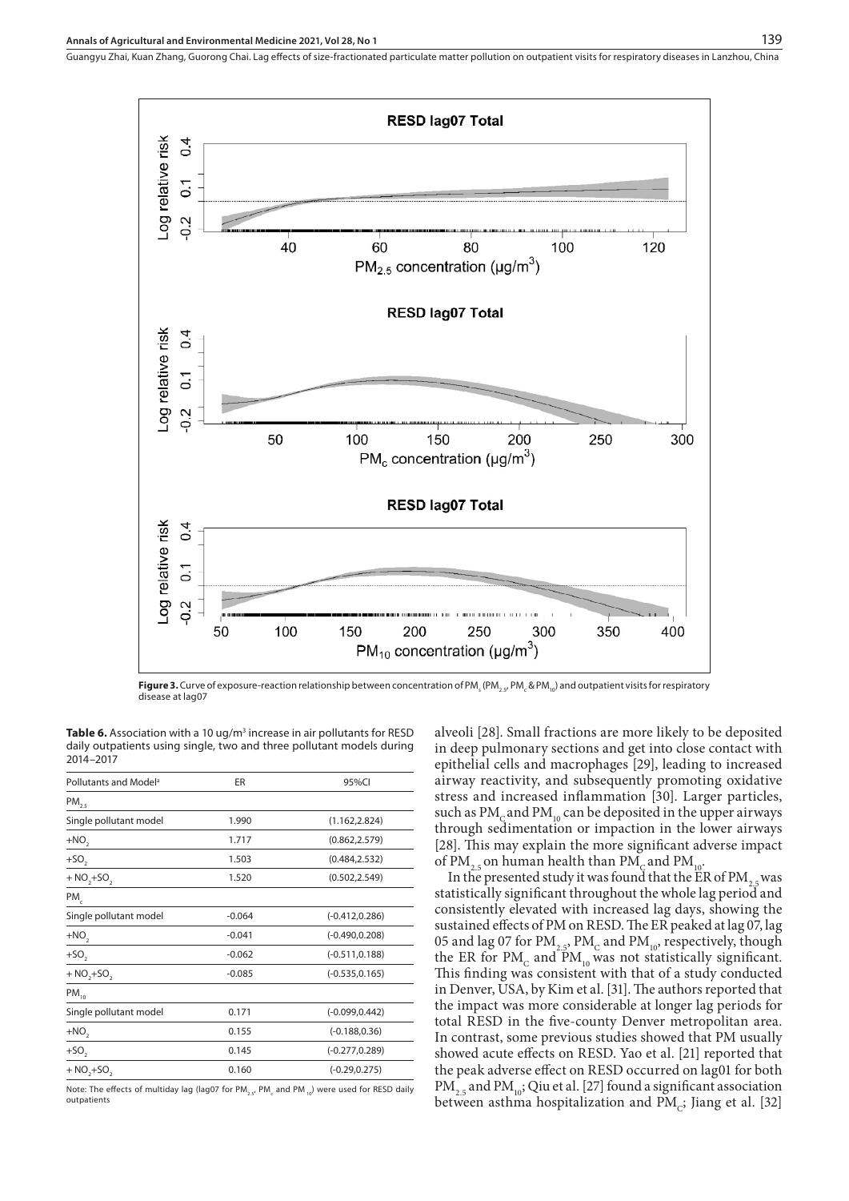**Figure 3.** Curve of exposure-reaction relationship between concentration of $PM_s$ ($PM_{2.5}$, $PM_c$ & $PM_{10}$) and outpatient visits for respiratory disease at lag07

**Table 6.** Association with a 10 ug/m³ increase in air pollutants for RESD daily outpatients using single, two and three pollutant models during 2014–2017

| Pollutants and Model[a] | ER | 95%CI |
|---|---|---|
| $PM_{2.5}$ | | |
| Single pollutant model | 1.990 | (1.162,2.824) |
| $+NO_2$ | 1.717 | (0.862,2.579) |
| $+SO_2$ | 1.503 | (0.484,2.532) |
| $+ NO_2+SO_2$ | 1.520 | (0.502,2.549) |
| $PM_c$ | | |
| Single pollutant model | -0.064 | (-0.412,0.286) |
| $+NO_2$ | -0.041 | (-0.490,0.208) |
| $+SO_2$ | -0.062 | (-0.511,0.188) |
| $+ NO_2+SO_2$ | -0.085 | (-0.535,0.165) |
| $PM_{10}$ | | |
| Single pollutant model | 0.171 | (-0.099,0.442) |
| $+NO_2$ | 0.155 | (-0.188,0.36) |
| $+SO_2$ | 0.145 | (-0.277,0.289) |
| $+ NO_2+SO_2$ | 0.160 | (-0.29,0.275) |

Note: The effects of multiday lag (lag07 for $PM_{2.5}$, $PM_c$ and $PM_{10}$) were used for RESD daily outpatients

alveoli [28]. Small fractions are more likely to be deposited in deep pulmonary sections and get into close contact with epithelial cells and macrophages [29], leading to increased airway reactivity, and subsequently promoting oxidative stress and increased inflammation [30]. Larger particles, such as $PM_C$ and $PM_{10}$ can be deposited in the upper airways through sedimentation or impaction in the lower airways [28]. This may explain the more significant adverse impact of $PM_{2.5}$ on human health than $PM_C$ and $PM_{10}$.

In the presented study it was found that the ER of $PM_{2.5}$ was statistically significant throughout the whole lag period and consistently elevated with increased lag days, showing the sustained effects of PM on RESD. The ER peaked at lag 07, lag 05 and lag 07 for $PM_{2.5}$, $PM_C$ and $PM_{10}$, respectively, though the ER for $PM_C$ and $PM_{10}$ was not statistically significant. This finding was consistent with that of a study conducted in Denver, USA, by Kim et al. [31]. The authors reported that the impact was more considerable at longer lag periods for total RESD in the five-county Denver metropolitan area. In contrast, some previous studies showed that PM usually showed acute effects on RESD. Yao et al. [21] reported that the peak adverse effect on RESD occurred on lag01 for both $PM_{2.5}$ and $PM_{10}$; Qiu et al. [27] found a significant association between asthma hospitalization and $PM_C$; Jiang et al. [32]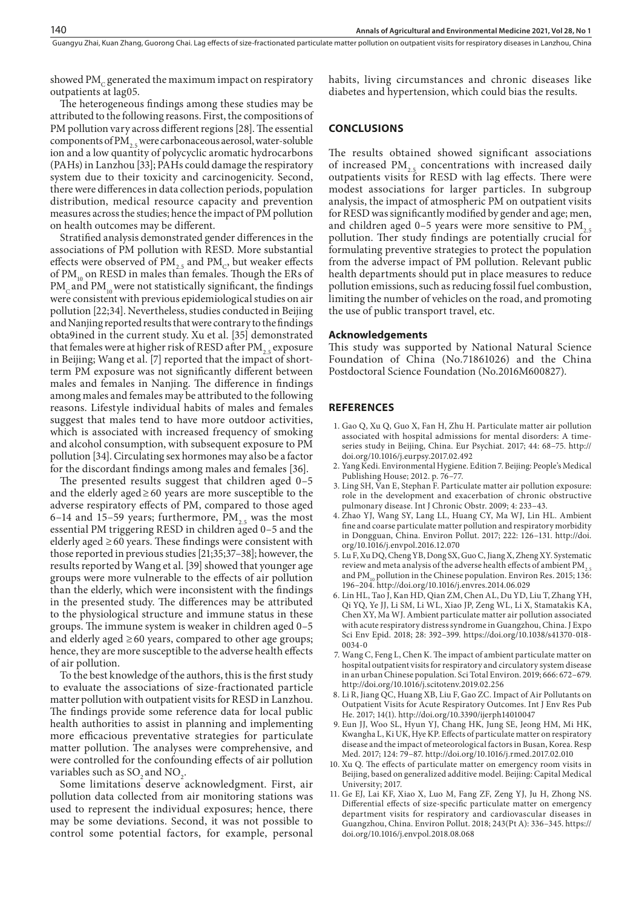showed $PM_C$ generated the maximum impact on respiratory outpatients at lag05.

The heterogeneous findings among these studies may be attributed to the following reasons. First, the compositions of PM pollution vary across different regions [28]. The essential components of $PM_{2.5}$ were carbonaceous aerosol, water-soluble ion and a low quantity of polycyclic aromatic hydrocarbons (PAHs) in Lanzhou [33]; PAHs could damage the respiratory system due to their toxicity and carcinogenicity. Second, there were differences in data collection periods, population distribution, medical resource capacity and prevention measures across the studies; hence the impact of PM pollution on health outcomes may be different.

Stratified analysis demonstrated gender differences in the associations of PM pollution with RESD. More substantial effects were observed of $PM_{2.5}$ and $PM_C$, but weaker effects of $PM_{10}$ on RESD in males than females. Though the ERs of $PM_C$ and $PM_{10}$ were not statistically significant, the findings were consistent with previous epidemiological studies on air pollution [22;34]. Nevertheless, studies conducted in Beijing and Nanjing reported results that were contrary to the findings obta9ined in the current study. Xu et al. [35] demonstrated that females were at higher risk of RESD after $PM_{2.5}$ exposure in Beijing; Wang et al. [7] reported that the impact of short-term PM exposure was not significantly different between males and females in Nanjing. The difference in findings among males and females may be attributed to the following reasons. Lifestyle individual habits of males and females suggest that males tend to have more outdoor activities, which is associated with increased frequency of smoking and alcohol consumption, with subsequent exposure to PM pollution [34]. Circulating sex hormones may also be a factor for the discordant findings among males and females [36].

The presented results suggest that children aged 0–5 and the elderly aged ≥ 60 years are more susceptible to the adverse respiratory effects of PM, compared to those aged 6–14 and 15–59 years; furthermore, $PM_{2.5}$ was the most essential PM triggering RESD in children aged 0–5 and the elderly aged ≥ 60 years. These findings were consistent with those reported in previous studies [21;35;37–38]; however, the results reported by Wang et al. [39] showed that younger age groups were more vulnerable to the effects of air pollution than the elderly, which were inconsistent with the findings in the presented study. The differences may be attributed to the physiological structure and immune status in these groups. The immune system is weaker in children aged 0–5 and elderly aged ≥ 60 years, compared to other age groups; hence, they are more susceptible to the adverse health effects of air pollution.

To the best knowledge of the authors, this is the first study to evaluate the associations of size-fractionated particle matter pollution with outpatient visits for RESD in Lanzhou. The findings provide some reference data for local public health authorities to assist in planning and implementing more efficacious preventative strategies for particulate matter pollution. The analyses were comprehensive, and were controlled for the confounding effects of air pollution variables such as $SO_2$ and $NO_2$.

Some limitations deserve acknowledgment. First, air pollution data collected from air monitoring stations was used to represent the individual exposures; hence, there may be some deviations. Second, it was not possible to control some potential factors, for example, personal habits, living circumstances and chronic diseases like diabetes and hypertension, which could bias the results.

## CONCLUSIONS

The results obtained showed significant associations of increased $PM_{2.5}$ concentrations with increased daily outpatients visits for RESD with lag effects. There were modest associations for larger particles. In subgroup analysis, the impact of atmospheric PM on outpatient visits for RESD was significantly modified by gender and age; men, and children aged 0–5 years were more sensitive to $PM_{2.5}$ pollution. Ther study findings are potentially crucial for formulating preventive strategies to protect the population from the adverse impact of PM pollution. Relevant public health departments should put in place measures to reduce pollution emissions, such as reducing fossil fuel combustion, limiting the number of vehicles on the road, and promoting the use of public transport travel, etc.

### Acknowledgements

This study was supported by National Natural Science Foundation of China (No.71861026) and the China Postdoctoral Science Foundation (No.2016M600827).

## REFERENCES

1. Gao Q, Xu Q, Guo X, Fan H, Zhu H. Particulate matter air pollution associated with hospital admissions for mental disorders: A time-series study in Beijing, China. Eur Psychiat. 2017; 44: 68–75. http://doi.org/10.1016/j.eurpsy.2017.02.492
2. Yang Kedi. Environmental Hygiene. Edition 7. Beijing: People's Medical Publishing House; 2012. p. 76–77.
3. Ling SH, Van E, Stephan F. Particulate matter air pollution exposure: role in the development and exacerbation of chronic obstructive pulmonary disease. Int J Chronic Obstr. 2009; 4: 233–43.
4. Zhao YJ, Wang SY, Lang LL, Huang CY, Ma WJ, Lin HL. Ambient fine and coarse particulate matter pollution and respiratory morbidity in Dongguan, China. Environ Pollut. 2017; 222: 126–131. http://doi.org/10.1016/j.envpol.2016.12.070
5. Lu F, Xu DQ, Cheng YB, Dong SX, Guo C, Jiang X, Zheng XY. Systematic review and meta analysis of the adverse health effects of ambient $PM_{2.5}$ and $PM_{10}$ pollution in the Chinese population. Environ Res. 2015; 136: 196–204. http://doi.org/10.1016/j.envres.2014.06.029
6. Lin HL, Tao J, Kan HD, Qian ZM, Chen AL, Du YD, Liu T, Zhang YH, Qi YQ, Ye JJ, Li SM, Li WL, Xiao JP, Zeng WL, Li X, Stamatakis KA, Chen XY, Ma WJ. Ambient particulate matter air pollution associated with acute respiratory distress syndrome in Guangzhou, China. J Expo Sci Env Epid. 2018; 28: 392–399. https://doi.org/10.1038/s41370-018-0034-0
7. Wang C, Feng L, Chen K. The impact of ambient particulate matter on hospital outpatient visits for respiratory and circulatory system disease in an urban Chinese population. Sci Total Environ. 2019; 666: 672–679. http://doi.org/10.1016/j.scitotenv.2019.02.256
8. Li R, Jiang QC, Huang XB, Liu F, Gao ZC. Impact of Air Pollutants on Outpatient Visits for Acute Respiratory Outcomes. Int J Env Res Pub He. 2017; 14(1). http://doi.org/10.3390/ijerph14010047
9. Eun JJ, Woo SL, Hyun YJ, Chang HK, Jung SE, Jeong HM, Mi HK, Kwangha L, Ki UK, Hye KP. Effects of particulate matter on respiratory disease and the impact of meteorological factors in Busan, Korea. Resp Med. 2017; 124: 79–87. http://doi.org/10.1016/j.rmed.2017.02.010
10. Xu Q. The effects of particulate matter on emergency room visits in Beijing, based on generalized additive model. Beijing: Capital Medical University; 2017.
11. Ge EJ, Lai KF, Xiao X, Luo M, Fang ZF, Zeng YJ, Ju H, Zhong NS. Differential effects of size-specific particulate matter on emergency department visits for respiratory and cardiovascular diseases in Guangzhou, China. Environ Pollut. 2018; 243(Pt A): 336–345. https://doi.org/10.1016/j.envpol.2018.08.068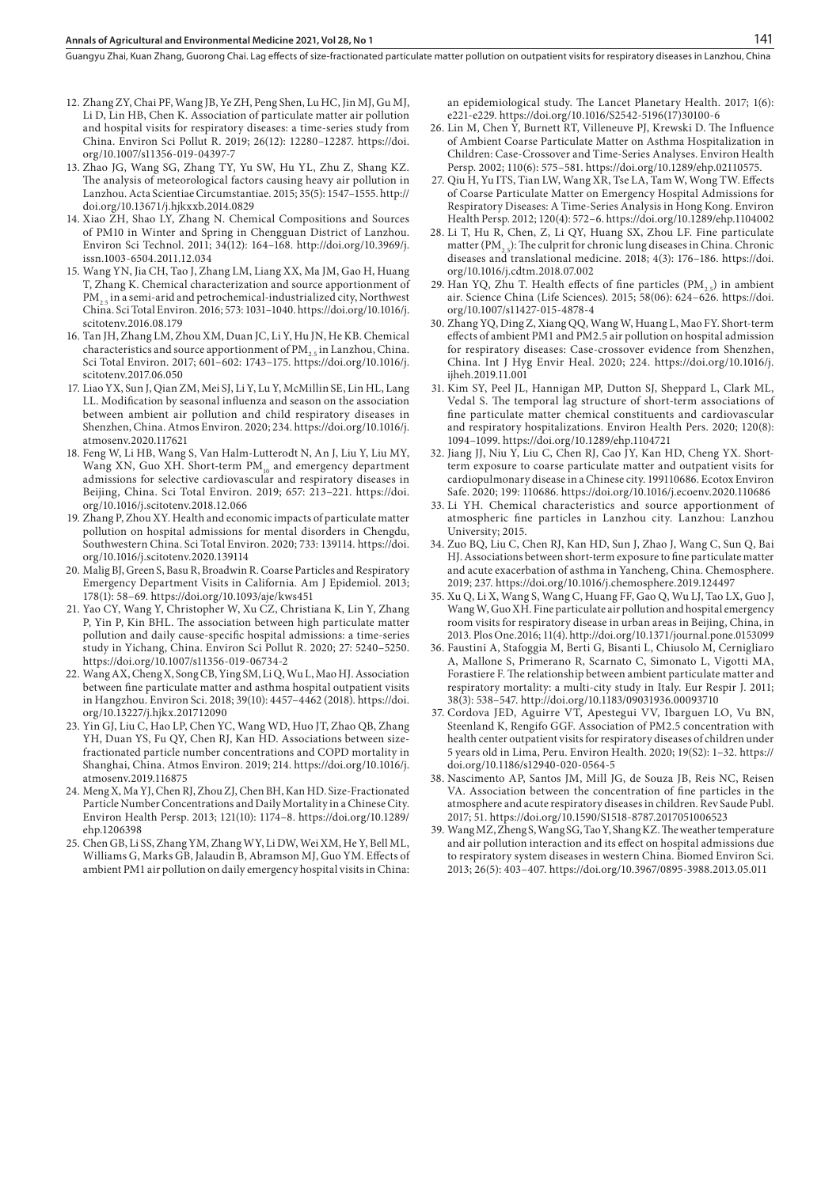12. Zhang ZY, Chai PF, Wang JB, Ye ZH, Peng Shen, Lu HC, Jin MJ, Gu MJ, Li D, Lin HB, Chen K. Association of particulate matter air pollution and hospital visits for respiratory diseases: a time-series study from China. Environ Sci Pollut R. 2019; 26(12): 12280–12287. https://doi.org/10.1007/s11356-019-04397-7
13. Zhao JG, Wang SG, Zhang TY, Yu SW, Hu YL, Zhu Z, Shang KZ. The analysis of meteorological factors causing heavy air pollution in Lanzhou. Acta Scientiae Circumstantiae. 2015; 35(5): 1547–1555. http://doi.org/10.13671/j.hjkxxb.2014.0829
14. Xiao ZH, Shao LY, Zhang N. Chemical Compositions and Sources of PM10 in Winter and Spring in Chengguan District of Lanzhou. Environ Sci Technol. 2011; 34(12): 164–168. http://doi.org/10.3969/j.issn.1003-6504.2011.12.034
15. Wang YN, Jia CH, Tao J, Zhang LM, Liang XX, Ma JM, Gao H, Huang T, Zhang K. Chemical characterization and source apportionment of $PM_{2.5}$ in a semi-arid and petrochemical-industrialized city, Northwest China. Sci Total Environ. 2016; 573: 1031–1040. https://doi.org/10.1016/j.scitotenv.2016.08.179
16. Tan JH, Zhang LM, Zhou XM, Duan JC, Li Y, Hu JN, He KB. Chemical characteristics and source apportionment of $PM_{2.5}$ in Lanzhou, China. Sci Total Environ. 2017; 601–602: 1743–175. https://doi.org/10.1016/j.scitotenv.2017.06.050
17. Liao YX, Sun J, Qian ZM, Mei SJ, Li Y, Lu Y, McMillin SE, Lin HL, Lang LL. Modification by seasonal influenza and season on the association between ambient air pollution and child respiratory diseases in Shenzhen, China. Atmos Environ. 2020; 234. https://doi.org/10.1016/j.atmosenv.2020.117621
18. Feng W, Li HB, Wang S, Van Halm-Lutterodt N, An J, Liu Y, Liu MY, Wang XN, Guo XH. Short-term $PM_{10}$ and emergency department admissions for selective cardiovascular and respiratory diseases in Beijing, China. Sci Total Environ. 2019; 657: 213–221. https://doi.org/10.1016/j.scitotenv.2018.12.066
19. Zhang P, Zhou XY. Health and economic impacts of particulate matter pollution on hospital admissions for mental disorders in Chengdu, Southwestern China. Sci Total Environ. 2020; 733: 139114. https://doi.org/10.1016/j.scitotenv.2020.139114
20. Malig BJ, Green S, Basu R, Broadwin R. Coarse Particles and Respiratory Emergency Department Visits in California. Am J Epidemiol. 2013; 178(1): 58–69. https://doi.org/10.1093/aje/kws451
21. Yao CY, Wang Y, Christopher W, Xu CZ, Christiana K, Lin Y, Zhang P, Yin P, Kin BHL. The association between high particulate matter pollution and daily cause-specific hospital admissions: a time-series study in Yichang, China. Environ Sci Pollut R. 2020; 27: 5240–5250. https://doi.org/10.1007/s11356-019-06734-2
22. Wang AX, Cheng X, Song CB, Ying SM, Li Q, Wu L, Mao HJ. Association between fine particulate matter and asthma hospital outpatient visits in Hangzhou. Environ Sci. 2018; 39(10): 4457–4462 (2018). https://doi.org/10.13227/j.hjkx.201712090
23. Yin GJ, Liu C, Hao LP, Chen YC, Wang WD, Huo JT, Zhao QB, Zhang YH, Duan YS, Fu QY, Chen RJ, Kan HD. Associations between size-fractionated particle number concentrations and COPD mortality in Shanghai, China. Atmos Environ. 2019; 214. https://doi.org/10.1016/j.atmosenv.2019.116875
24. Meng X, Ma YJ, Chen RJ, Zhou ZJ, Chen BH, Kan HD. Size-Fractionated Particle Number Concentrations and Daily Mortality in a Chinese City. Environ Health Persp. 2013; 121(10): 1174–8. https://doi.org/10.1289/ehp.1206398
25. Chen GB, Li SS, Zhang YM, Zhang WY, Li DW, Wei XM, He Y, Bell ML, Williams G, Marks GB, Jalaudin B, Abramson MJ, Guo YM. Effects of ambient PM1 air pollution on daily emergency hospital visits in China: an epidemiological study. The Lancet Planetary Health. 2017; 1(6): e221-e229. https://doi.org/10.1016/S2542-5196(17)30100-6
26. Lin M, Chen Y, Burnett RT, Villeneuve PJ, Krewski D. The Influence of Ambient Coarse Particulate Matter on Asthma Hospitalization in Children: Case-Crossover and Time-Series Analyses. Environ Health Persp. 2002; 110(6): 575–581. https://doi.org/10.1289/ehp.02110575.
27. Qiu H, Yu ITS, Tian LW, Wang XR, Tse LA, Tam W, Wong TW. Effects of Coarse Particulate Matter on Emergency Hospital Admissions for Respiratory Diseases: A Time-Series Analysis in Hong Kong. Environ Health Persp. 2012; 120(4): 572–6. https://doi.org/10.1289/ehp.1104002
28. Li T, Hu R, Chen, Z, Li QY, Huang SX, Zhou LF. Fine particulate matter ($PM_{2.5}$): The culprit for chronic lung diseases in China. Chronic diseases and translational medicine. 2018; 4(3): 176–186. https://doi.org/10.1016/j.cdtm.2018.07.002
29. Han YQ, Zhu T. Health effects of fine particles ($PM_{2.5}$) in ambient air. Science China (Life Sciences). 2015; 58(06): 624–626. https://doi.org/10.1007/s11427-015-4878-4
30. Zhang YQ, Ding Z, Xiang QQ, Wang W, Huang L, Mao FY. Short-term effects of ambient PM1 and PM2.5 air pollution on hospital admission for respiratory diseases: Case-crossover evidence from Shenzhen, China. Int J Hyg Envir Heal. 2020; 224. https://doi.org/10.1016/j.ijheh.2019.11.001
31. Kim SY, Peel JL, Hannigan MP, Dutton SJ, Sheppard L, Clark ML, Vedal S. The temporal lag structure of short-term associations of fine particulate matter chemical constituents and cardiovascular and respiratory hospitalizations. Environ Health Pers. 2020; 120(8): 1094–1099. https://doi.org/10.1289/ehp.1104721
32. Jiang JJ, Niu Y, Liu C, Chen RJ, Cao JY, Kan HD, Cheng YX. Short-term exposure to coarse particulate matter and outpatient visits for cardiopulmonary disease in a Chinese city. 199110686. Ecotox Environ Safe. 2020; 199: 110686. https://doi.org/10.1016/j.ecoenv.2020.110686
33. Li YH. Chemical characteristics and source apportionment of atmospheric fine particles in Lanzhou city. Lanzhou: Lanzhou University; 2015.
34. Zuo BQ, Liu C, Chen RJ, Kan HD, Sun J, Zhao J, Wang C, Sun Q, Bai HJ. Associations between short-term exposure to fine particulate matter and acute exacerbation of asthma in Yancheng, China. Chemosphere. 2019; 237. https://doi.org/10.1016/j.chemosphere.2019.124497
35. Xu Q, Li X, Wang S, Wang C, Huang FF, Gao Q, Wu LJ, Tao LX, Guo J, Wang W, Guo XH. Fine particulate air pollution and hospital emergency room visits for respiratory disease in urban areas in Beijing, China, in 2013. Plos One.2016; 11(4). http://doi.org/10.1371/journal.pone.0153099
36. Faustini A, Stafoggia M, Berti G, Bisanti L, Chiusolo M, Cernigliaro A, Mallone S, Primerano R, Scarnato C, Simonato L, Vigotti MA, Forastiere F. The relationship between ambient particulate matter and respiratory mortality: a multi-city study in Italy. Eur Respir J. 2011; 38(3): 538–547. http://doi.org/10.1183/09031936.00093710
37. Cordova JED, Aguirre VT, Apestegui VV, Ibarguen LO, Vu BN, Steenland K, Rengifo GGF. Association of PM2.5 concentration with health center outpatient visits for respiratory diseases of children under 5 years old in Lima, Peru. Environ Health. 2020; 19(S2): 1–32. https://doi.org/10.1186/s12940-020-0564-5
38. Nascimento AP, Santos JM, Mill JG, de Souza JB, Reis NC, Reisen VA. Association between the concentration of fine particles in the atmosphere and acute respiratory diseases in children. Rev Saude Publ. 2017; 51. https://doi.org/10.1590/S1518-8787.2017051006523
39. Wang MZ, Zheng S, Wang SG, Tao Y, Shang KZ. The weather temperature and air pollution interaction and its effect on hospital admissions due to respiratory system diseases in western China. Biomed Environ Sci. 2013; 26(5): 403–407. https://doi.org/10.3967/0895-3988.2013.05.011